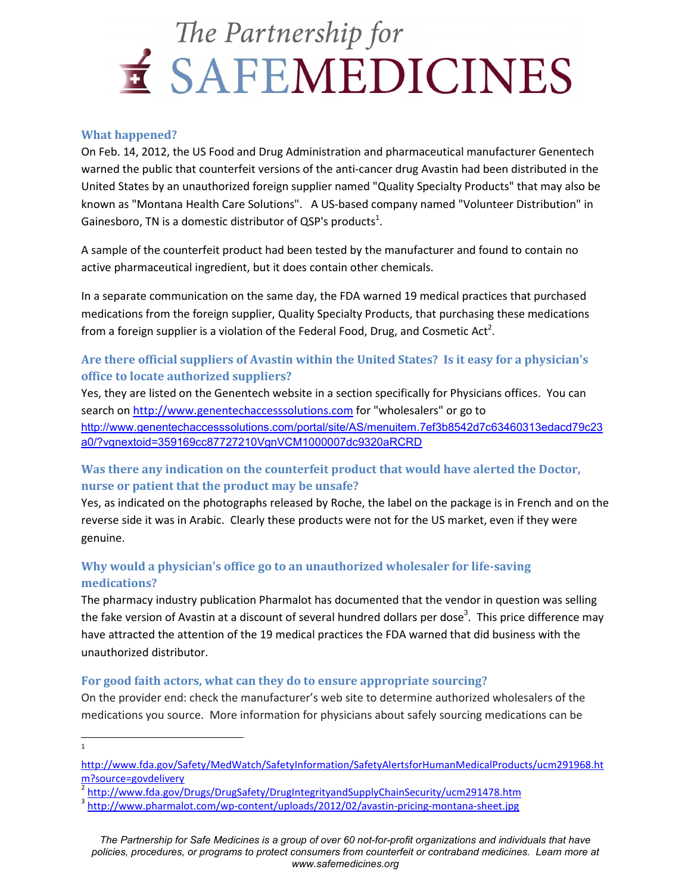# The Partnership for SAFEMEDICINES

## What happened?

On Feb. 14, 2012, the US Food and Drug Administration and pharmaceutical manufacturer Genentech warned the public that counterfeit versions of the anti-cancer drug Avastin had been distributed in the United States by an unauthorized foreign supplier named "Quality Specialty Products" that may also be known as "Montana Health Care Solutions". A US-based company named "Volunteer Distribution" in Gainesboro, TN is a domestic distributor of QSP's products[1].

A sample of the counterfeit product had been tested by the manufacturer and found to contain no active pharmaceutical ingredient, but it does contain other chemicals.

In a separate communication on the same day, the FDA warned 19 medical practices that purchased medications from the foreign supplier, Quality Specialty Products, that purchasing these medications from a foreign supplier is a violation of the Federal Food, Drug, and Cosmetic Act[2].

## Are there official suppliers of Avastin within the United States? Is it easy for a physician's office to locate authorized suppliers?

Yes, they are listed on the Genentech website in a section specifically for Physicians offices. You can search on http://www.genentechaccesssolutions.com for "wholesalers" or go to http://www.genentechaccesssolutions.com/portal/site/AS/menuitem.7ef3b8542d7c63460313edacd79c23a0/?vgnextoid=359169cc87727210VgnVCM1000007dc9320aRCRD

## Was there any indication on the counterfeit product that would have alerted the Doctor, nurse or patient that the product may be unsafe?

Yes, as indicated on the photographs released by Roche, the label on the package is in French and on the reverse side it was in Arabic. Clearly these products were not for the US market, even if they were genuine.

## Why would a physician's office go to an unauthorized wholesaler for life-saving medications?

The pharmacy industry publication Pharmalot has documented that the vendor in question was selling the fake version of Avastin at a discount of several hundred dollars per dose[3]. This price difference may have attracted the attention of the 19 medical practices the FDA warned that did business with the unauthorized distributor.

## For good faith actors, what can they do to ensure appropriate sourcing?

On the provider end: check the manufacturer's web site to determine authorized wholesalers of the medications you source. More information for physicians about safely sourcing medications can be

---

[1] http://www.fda.gov/Safety/MedWatch/SafetyInformation/SafetyAlertsforHumanMedicalProducts/ucm291968.htm?source=govdelivery

[2] http://www.fda.gov/Drugs/DrugSafety/DrugIntegrityandSupplyChainSecurity/ucm291478.htm

[3] http://www.pharmalot.com/wp-content/uploads/2012/02/avastin-pricing-montana-sheet.jpg

*The Partnership for Safe Medicines is a group of over 60 not-for-profit organizations and individuals that have policies, procedures, or programs to protect consumers from counterfeit or contraband medicines. Learn more at www.safemedicines.org*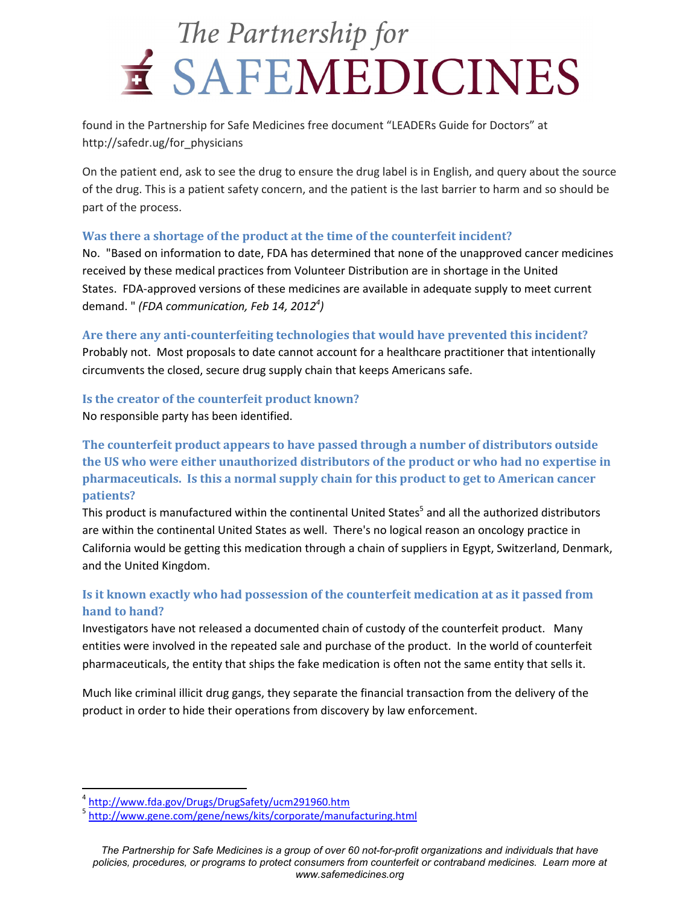found in the Partnership for Safe Medicines free document "LEADERs Guide for Doctors" at http://safedr.ug/for_physicians

On the patient end, ask to see the drug to ensure the drug label is in English, and query about the source of the drug. This is a patient safety concern, and the patient is the last barrier to harm and so should be part of the process.

### Was there a shortage of the product at the time of the counterfeit incident?

No. "Based on information to date, FDA has determined that none of the unapproved cancer medicines received by these medical practices from Volunteer Distribution are in shortage in the United States. FDA-approved versions of these medicines are available in adequate supply to meet current demand. " *(FDA communication, Feb 14, 2012[4])*

### Are there any anti-counterfeiting technologies that would have prevented this incident?

Probably not. Most proposals to date cannot account for a healthcare practitioner that intentionally circumvents the closed, secure drug supply chain that keeps Americans safe.

### Is the creator of the counterfeit product known?

No responsible party has been identified.

### The counterfeit product appears to have passed through a number of distributors outside the US who were either unauthorized distributors of the product or who had no expertise in pharmaceuticals. Is this a normal supply chain for this product to get to American cancer patients?

This product is manufactured within the continental United States[5] and all the authorized distributors are within the continental United States as well. There's no logical reason an oncology practice in California would be getting this medication through a chain of suppliers in Egypt, Switzerland, Denmark, and the United Kingdom.

### Is it known exactly who had possession of the counterfeit medication at as it passed from hand to hand?

Investigators have not released a documented chain of custody of the counterfeit product. Many entities were involved in the repeated sale and purchase of the product. In the world of counterfeit pharmaceuticals, the entity that ships the fake medication is often not the same entity that sells it.

Much like criminal illicit drug gangs, they separate the financial transaction from the delivery of the product in order to hide their operations from discovery by law enforcement.

---

[4] http://www.fda.gov/Drugs/DrugSafety/ucm291960.htm

[5] http://www.gene.com/gene/news/kits/corporate/manufacturing.html

*The Partnership for Safe Medicines is a group of over 60 not-for-profit organizations and individuals that have policies, procedures, or programs to protect consumers from counterfeit or contraband medicines. Learn more at www.safemedicines.org*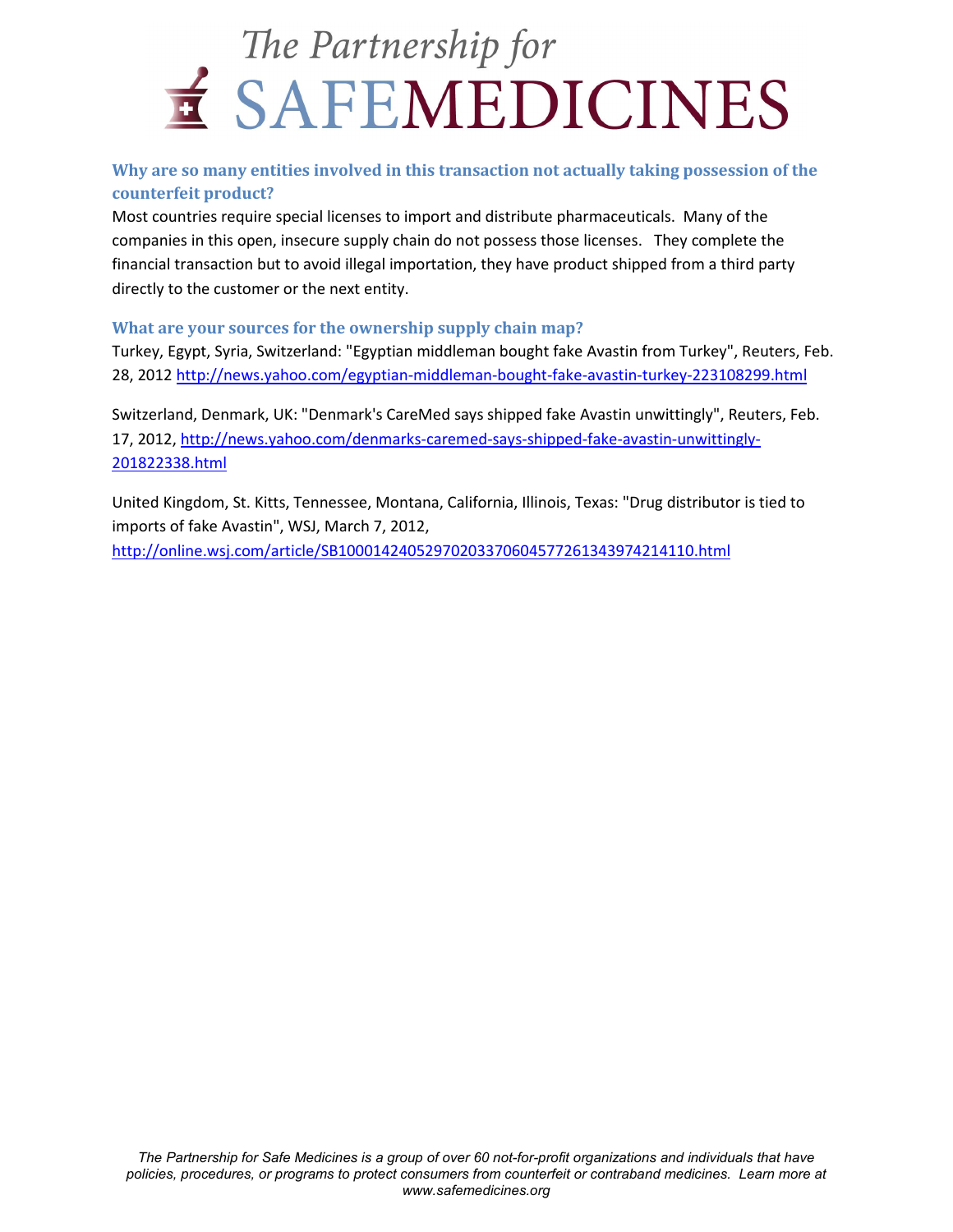# The Partnership for SAFEMEDICINES

### Why are so many entities involved in this transaction not actually taking possession of the counterfeit product?

Most countries require special licenses to import and distribute pharmaceuticals. Many of the companies in this open, insecure supply chain do not possess those licenses. They complete the financial transaction but to avoid illegal importation, they have product shipped from a third party directly to the customer or the next entity.

### What are your sources for the ownership supply chain map?

Turkey, Egypt, Syria, Switzerland: "Egyptian middleman bought fake Avastin from Turkey", Reuters, Feb. 28, 2012 http://news.yahoo.com/egyptian-middleman-bought-fake-avastin-turkey-223108299.html

Switzerland, Denmark, UK: "Denmark's CareMed says shipped fake Avastin unwittingly", Reuters, Feb. 17, 2012, http://news.yahoo.com/denmarks-caremed-says-shipped-fake-avastin-unwittingly-201822338.html

United Kingdom, St. Kitts, Tennessee, Montana, California, Illinois, Texas: "Drug distributor is tied to imports of fake Avastin", WSJ, March 7, 2012, http://online.wsj.com/article/SB10001424052970203370604577261343974214110.html

*The Partnership for Safe Medicines is a group of over 60 not-for-profit organizations and individuals that have policies, procedures, or programs to protect consumers from counterfeit or contraband medicines. Learn more at www.safemedicines.org*